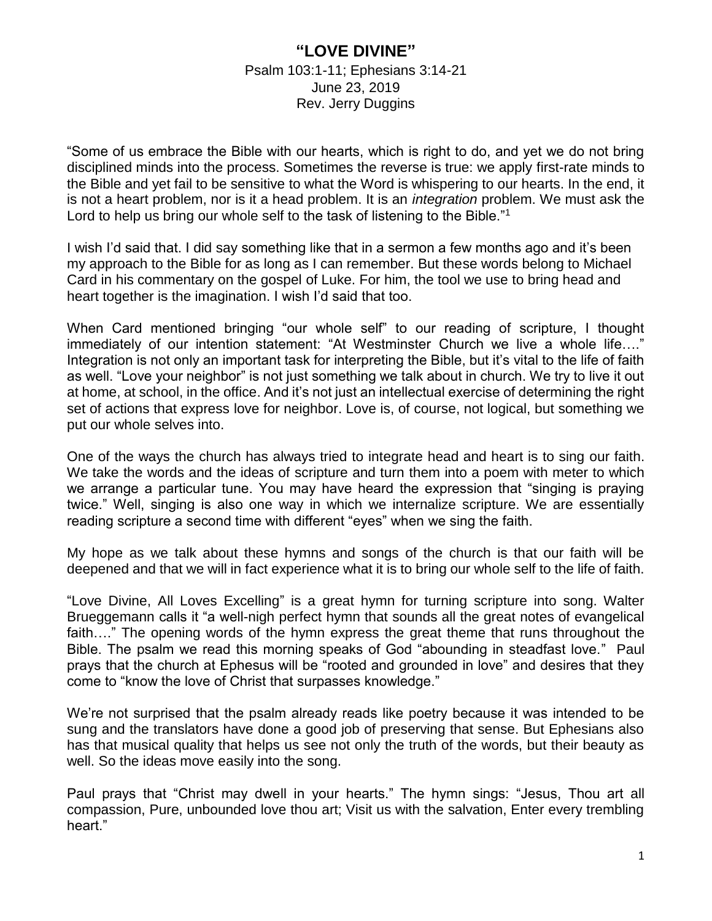# "LOVE DIVINE"

Psalm 103:1-11; Ephesians 3:14-21
June 23, 2019
Rev. Jerry Duggins

"Some of us embrace the Bible with our hearts, which is right to do, and yet we do not bring disciplined minds into the process. Sometimes the reverse is true: we apply first-rate minds to the Bible and yet fail to be sensitive to what the Word is whispering to our hearts. In the end, it is not a heart problem, nor is it a head problem. It is an *integration* problem. We must ask the Lord to help us bring our whole self to the task of listening to the Bible."[1]

I wish I'd said that. I did say something like that in a sermon a few months ago and it's been my approach to the Bible for as long as I can remember. But these words belong to Michael Card in his commentary on the gospel of Luke. For him, the tool we use to bring head and heart together is the imagination. I wish I'd said that too.

When Card mentioned bringing "our whole self" to our reading of scripture, I thought immediately of our intention statement: "At Westminster Church we live a whole life…." Integration is not only an important task for interpreting the Bible, but it's vital to the life of faith as well. "Love your neighbor" is not just something we talk about in church. We try to live it out at home, at school, in the office. And it's not just an intellectual exercise of determining the right set of actions that express love for neighbor. Love is, of course, not logical, but something we put our whole selves into.

One of the ways the church has always tried to integrate head and heart is to sing our faith. We take the words and the ideas of scripture and turn them into a poem with meter to which we arrange a particular tune. You may have heard the expression that "singing is praying twice." Well, singing is also one way in which we internalize scripture. We are essentially reading scripture a second time with different "eyes" when we sing the faith.

My hope as we talk about these hymns and songs of the church is that our faith will be deepened and that we will in fact experience what it is to bring our whole self to the life of faith.

"Love Divine, All Loves Excelling" is a great hymn for turning scripture into song. Walter Brueggemann calls it "a well-nigh perfect hymn that sounds all the great notes of evangelical faith…." The opening words of the hymn express the great theme that runs throughout the Bible. The psalm we read this morning speaks of God "abounding in steadfast love." Paul prays that the church at Ephesus will be "rooted and grounded in love" and desires that they come to "know the love of Christ that surpasses knowledge."

We're not surprised that the psalm already reads like poetry because it was intended to be sung and the translators have done a good job of preserving that sense. But Ephesians also has that musical quality that helps us see not only the truth of the words, but their beauty as well. So the ideas move easily into the song.

Paul prays that "Christ may dwell in your hearts." The hymn sings: "Jesus, Thou art all compassion, Pure, unbounded love thou art; Visit us with the salvation, Enter every trembling heart."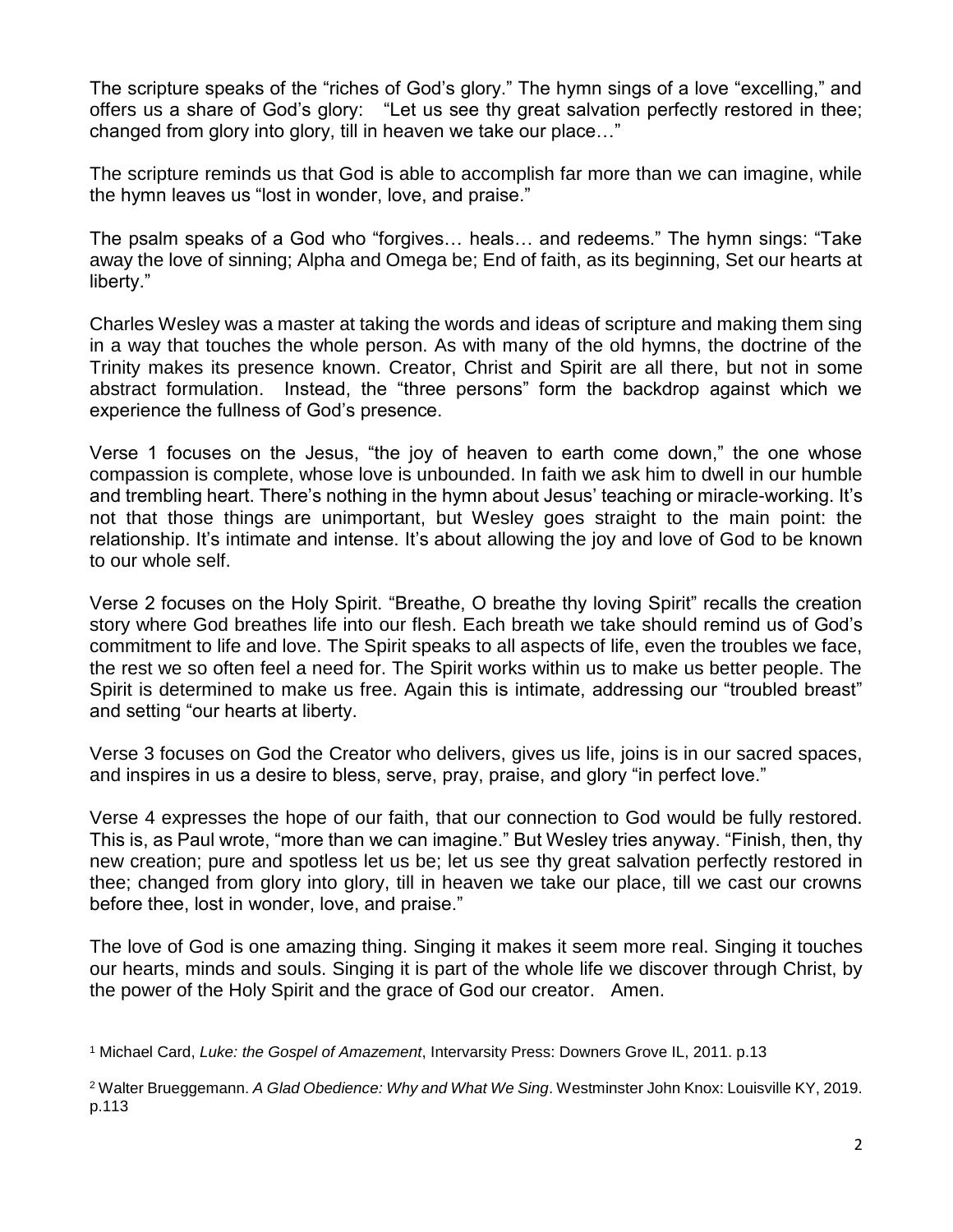The scripture speaks of the "riches of God's glory." The hymn sings of a love "excelling," and offers us a share of God's glory: "Let us see thy great salvation perfectly restored in thee; changed from glory into glory, till in heaven we take our place…"

The scripture reminds us that God is able to accomplish far more than we can imagine, while the hymn leaves us "lost in wonder, love, and praise."

The psalm speaks of a God who "forgives… heals… and redeems." The hymn sings: "Take away the love of sinning; Alpha and Omega be; End of faith, as its beginning, Set our hearts at liberty."

Charles Wesley was a master at taking the words and ideas of scripture and making them sing in a way that touches the whole person. As with many of the old hymns, the doctrine of the Trinity makes its presence known. Creator, Christ and Spirit are all there, but not in some abstract formulation. Instead, the "three persons" form the backdrop against which we experience the fullness of God's presence.

Verse 1 focuses on the Jesus, "the joy of heaven to earth come down," the one whose compassion is complete, whose love is unbounded. In faith we ask him to dwell in our humble and trembling heart. There's nothing in the hymn about Jesus' teaching or miracle-working. It's not that those things are unimportant, but Wesley goes straight to the main point: the relationship. It's intimate and intense. It's about allowing the joy and love of God to be known to our whole self.

Verse 2 focuses on the Holy Spirit. "Breathe, O breathe thy loving Spirit" recalls the creation story where God breathes life into our flesh. Each breath we take should remind us of God's commitment to life and love. The Spirit speaks to all aspects of life, even the troubles we face, the rest we so often feel a need for. The Spirit works within us to make us better people. The Spirit is determined to make us free. Again this is intimate, addressing our "troubled breast" and setting "our hearts at liberty.

Verse 3 focuses on God the Creator who delivers, gives us life, joins is in our sacred spaces, and inspires in us a desire to bless, serve, pray, praise, and glory "in perfect love."

Verse 4 expresses the hope of our faith, that our connection to God would be fully restored. This is, as Paul wrote, "more than we can imagine." But Wesley tries anyway. "Finish, then, thy new creation; pure and spotless let us be; let us see thy great salvation perfectly restored in thee; changed from glory into glory, till in heaven we take our place, till we cast our crowns before thee, lost in wonder, love, and praise."

The love of God is one amazing thing. Singing it makes it seem more real. Singing it touches our hearts, minds and souls. Singing it is part of the whole life we discover through Christ, by the power of the Holy Spirit and the grace of God our creator. Amen.

---

[1] Michael Card, *Luke: the Gospel of Amazement*, Intervarsity Press: Downers Grove IL, 2011. p.13

[2] Walter Brueggemann. *A Glad Obedience: Why and What We Sing*. Westminster John Knox: Louisville KY, 2019. p.113